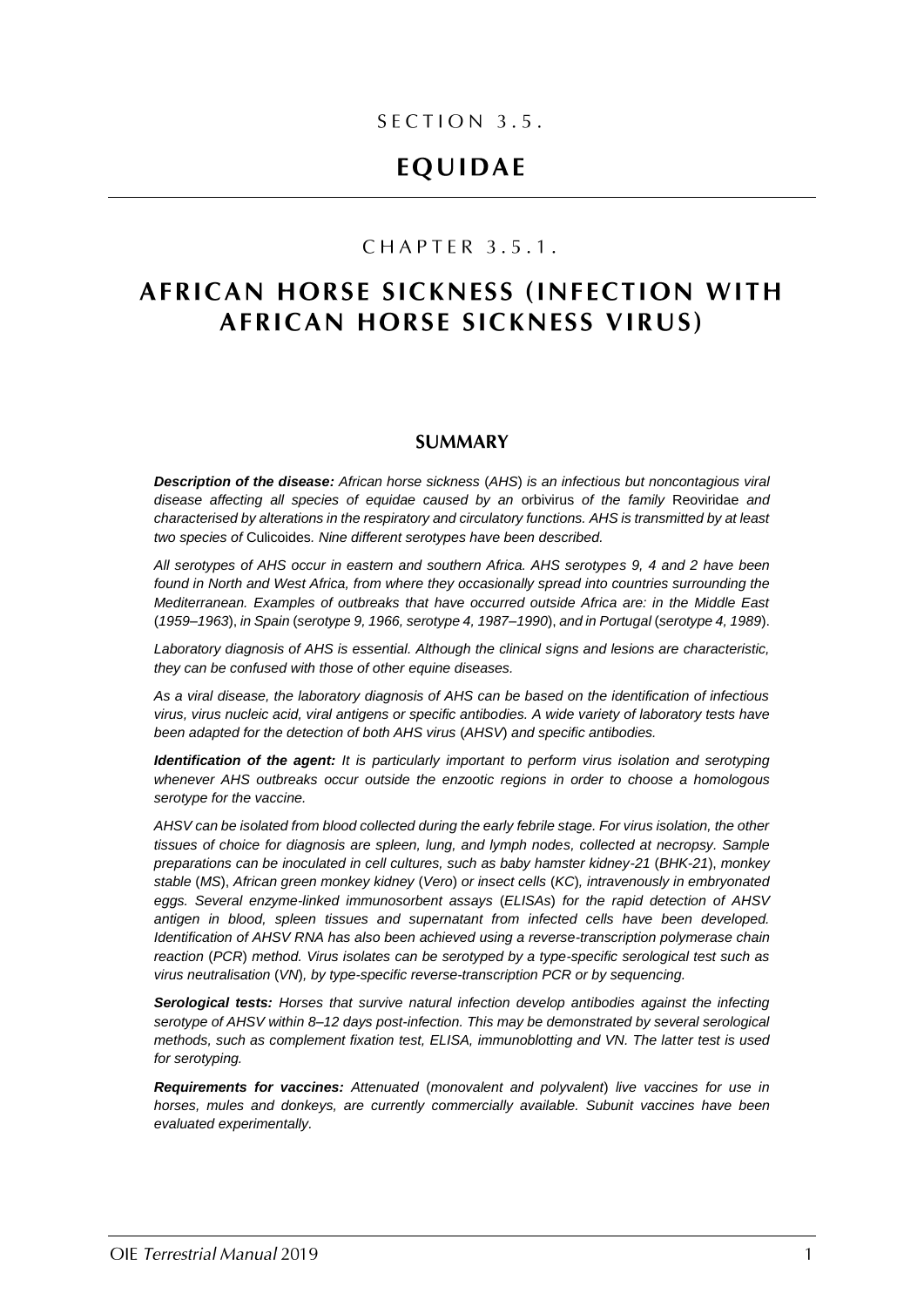SECTION 3.5.

# EQUIDAE

CHAPTER 3.5.1.

# AFRICAN HORSE SICKNESS (INFECTION WITH AFRICAN HORSE SICKNESS VIRUS)

## SUMMARY

***Description of the disease:*** *African horse sickness (AHS) is an infectious but noncontagious viral disease affecting all species of equidae caused by an* orbivirus *of the family* Reoviridae *and characterised by alterations in the respiratory and circulatory functions. AHS is transmitted by at least two species of* Culicoides*. Nine different serotypes have been described.*

*All serotypes of AHS occur in eastern and southern Africa. AHS serotypes 9, 4 and 2 have been found in North and West Africa, from where they occasionally spread into countries surrounding the Mediterranean. Examples of outbreaks that have occurred outside Africa are: in the Middle East (1959–1963), in Spain (serotype 9, 1966, serotype 4, 1987–1990), and in Portugal (serotype 4, 1989).*

*Laboratory diagnosis of AHS is essential. Although the clinical signs and lesions are characteristic, they can be confused with those of other equine diseases.*

*As a viral disease, the laboratory diagnosis of AHS can be based on the identification of infectious virus, virus nucleic acid, viral antigens or specific antibodies. A wide variety of laboratory tests have been adapted for the detection of both AHS virus (AHSV) and specific antibodies.*

***Identification of the agent:*** *It is particularly important to perform virus isolation and serotyping whenever AHS outbreaks occur outside the enzootic regions in order to choose a homologous serotype for the vaccine.*

*AHSV can be isolated from blood collected during the early febrile stage. For virus isolation, the other tissues of choice for diagnosis are spleen, lung, and lymph nodes, collected at necropsy. Sample preparations can be inoculated in cell cultures, such as baby hamster kidney-21 (BHK-21), monkey stable (MS), African green monkey kidney (Vero) or insect cells (KC), intravenously in embryonated eggs. Several enzyme-linked immunosorbent assays (ELISAs) for the rapid detection of AHSV antigen in blood, spleen tissues and supernatant from infected cells have been developed. Identification of AHSV RNA has also been achieved using a reverse-transcription polymerase chain reaction (PCR) method. Virus isolates can be serotyped by a type-specific serological test such as virus neutralisation (VN), by type-specific reverse-transcription PCR or by sequencing.*

***Serological tests:*** *Horses that survive natural infection develop antibodies against the infecting serotype of AHSV within 8–12 days post-infection. This may be demonstrated by several serological methods, such as complement fixation test, ELISA, immunoblotting and VN. The latter test is used for serotyping.*

***Requirements for vaccines:*** *Attenuated (monovalent and polyvalent) live vaccines for use in horses, mules and donkeys, are currently commercially available. Subunit vaccines have been evaluated experimentally.*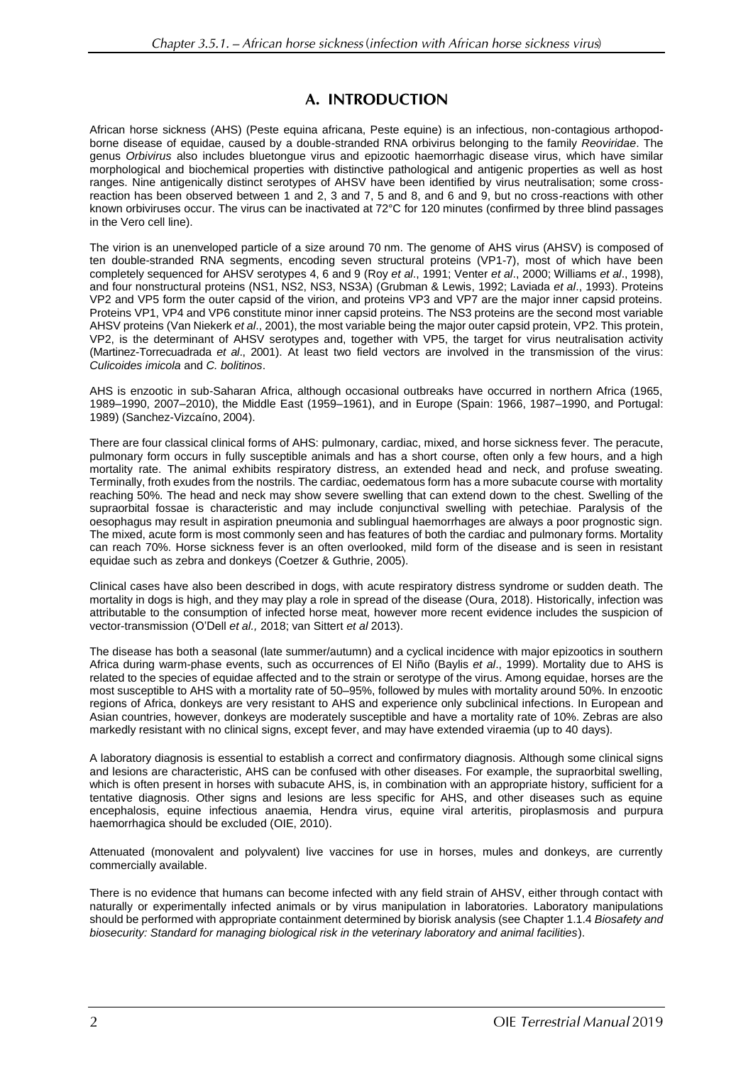## A. INTRODUCTION

African horse sickness (AHS) (Peste equina africana, Peste equine) is an infectious, non-contagious arthopod-borne disease of equidae, caused by a double-stranded RNA orbivirus belonging to the family *Reoviridae*. The genus *Orbivirus* also includes bluetongue virus and epizootic haemorrhagic disease virus, which have similar morphological and biochemical properties with distinctive pathological and antigenic properties as well as host ranges. Nine antigenically distinct serotypes of AHSV have been identified by virus neutralisation; some cross-reaction has been observed between 1 and 2, 3 and 7, 5 and 8, and 6 and 9, but no cross-reactions with other known orbiviruses occur. The virus can be inactivated at 72°C for 120 minutes (confirmed by three blind passages in the Vero cell line).

The virion is an unenveloped particle of a size around 70 nm. The genome of AHS virus (AHSV) is composed of ten double-stranded RNA segments, encoding seven structural proteins (VP1-7), most of which have been completely sequenced for AHSV serotypes 4, 6 and 9 (Roy *et al*., 1991; Venter *et al*., 2000; Williams *et al*., 1998), and four nonstructural proteins (NS1, NS2, NS3, NS3A) (Grubman & Lewis, 1992; Laviada *et al*., 1993). Proteins VP2 and VP5 form the outer capsid of the virion, and proteins VP3 and VP7 are the major inner capsid proteins. Proteins VP1, VP4 and VP6 constitute minor inner capsid proteins. The NS3 proteins are the second most variable AHSV proteins (Van Niekerk *et al*., 2001), the most variable being the major outer capsid protein, VP2. This protein, VP2, is the determinant of AHSV serotypes and, together with VP5, the target for virus neutralisation activity (Martinez-Torrecuadrada *et al*., 2001). At least two field vectors are involved in the transmission of the virus: *Culicoides imicola* and *C. bolitinos*.

AHS is enzootic in sub-Saharan Africa, although occasional outbreaks have occurred in northern Africa (1965, 1989–1990, 2007–2010), the Middle East (1959–1961), and in Europe (Spain: 1966, 1987–1990, and Portugal: 1989) (Sanchez-Vizcaíno, 2004).

There are four classical clinical forms of AHS: pulmonary, cardiac, mixed, and horse sickness fever. The peracute, pulmonary form occurs in fully susceptible animals and has a short course, often only a few hours, and a high mortality rate. The animal exhibits respiratory distress, an extended head and neck, and profuse sweating. Terminally, froth exudes from the nostrils. The cardiac, oedematous form has a more subacute course with mortality reaching 50%. The head and neck may show severe swelling that can extend down to the chest. Swelling of the supraorbital fossae is characteristic and may include conjunctival swelling with petechiae. Paralysis of the oesophagus may result in aspiration pneumonia and sublingual haemorrhages are always a poor prognostic sign. The mixed, acute form is most commonly seen and has features of both the cardiac and pulmonary forms. Mortality can reach 70%. Horse sickness fever is an often overlooked, mild form of the disease and is seen in resistant equidae such as zebra and donkeys (Coetzer & Guthrie, 2005).

Clinical cases have also been described in dogs, with acute respiratory distress syndrome or sudden death. The mortality in dogs is high, and they may play a role in spread of the disease (Oura, 2018). Historically, infection was attributable to the consumption of infected horse meat, however more recent evidence includes the suspicion of vector-transmission (O'Dell *et al.,* 2018; van Sittert *et al* 2013).

The disease has both a seasonal (late summer/autumn) and a cyclical incidence with major epizootics in southern Africa during warm-phase events, such as occurrences of El Niño (Baylis *et al*., 1999). Mortality due to AHS is related to the species of equidae affected and to the strain or serotype of the virus. Among equidae, horses are the most susceptible to AHS with a mortality rate of 50–95%, followed by mules with mortality around 50%. In enzootic regions of Africa, donkeys are very resistant to AHS and experience only subclinical infections. In European and Asian countries, however, donkeys are moderately susceptible and have a mortality rate of 10%. Zebras are also markedly resistant with no clinical signs, except fever, and may have extended viraemia (up to 40 days).

A laboratory diagnosis is essential to establish a correct and confirmatory diagnosis. Although some clinical signs and lesions are characteristic, AHS can be confused with other diseases. For example, the supraorbital swelling, which is often present in horses with subacute AHS, is, in combination with an appropriate history, sufficient for a tentative diagnosis. Other signs and lesions are less specific for AHS, and other diseases such as equine encephalosis, equine infectious anaemia, Hendra virus, equine viral arteritis, piroplasmosis and purpura haemorrhagica should be excluded (OIE, 2010).

Attenuated (monovalent and polyvalent) live vaccines for use in horses, mules and donkeys, are currently commercially available.

There is no evidence that humans can become infected with any field strain of AHSV, either through contact with naturally or experimentally infected animals or by virus manipulation in laboratories. Laboratory manipulations should be performed with appropriate containment determined by biorisk analysis (see Chapter 1.1.4 *Biosafety and biosecurity: Standard for managing biological risk in the veterinary laboratory and animal facilities*).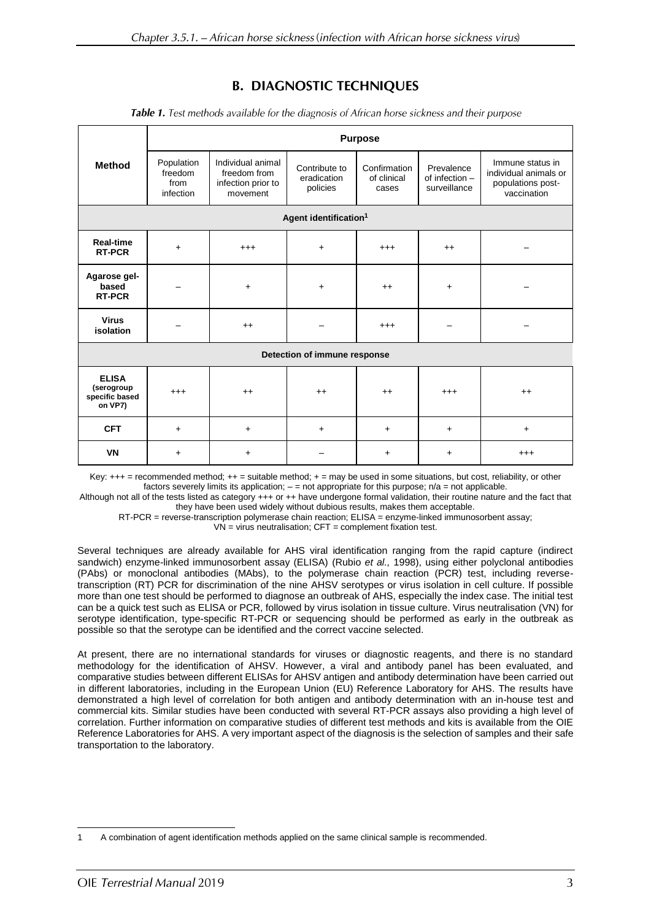## B. DIAGNOSTIC TECHNIQUES

*Table 1. Test methods available for the diagnosis of African horse sickness and their purpose*

| Method | Purpose | | | | | |
|---|---|---|---|---|---|---|
| | Population freedom from infection | Individual animal freedom from infection prior to movement | Contribute to eradication policies | Confirmation of clinical cases | Prevalence of infection – surveillance | Immune status in individual animals or populations post-vaccination |
| **Agent identification[1]** | | | | | | |
| **Real-time RT-PCR** | + | +++ | + | +++ | ++ | – |
| **Agarose gel-based RT-PCR** | – | + | + | ++ | + | – |
| **Virus isolation** | – | ++ | – | +++ | – | – |
| **Detection of immune response** | | | | | | |
| **ELISA (serogroup specific based on VP7)** | +++ | ++ | ++ | ++ | +++ | ++ |
| **CFT** | + | + | + | + | + | + |
| **VN** | + | + | – | + | + | +++ |

Key: +++ = recommended method; ++ = suitable method; + = may be used in some situations, but cost, reliability, or other factors severely limits its application; – = not appropriate for this purpose; n/a = not applicable.

Although not all of the tests listed as category +++ or ++ have undergone formal validation, their routine nature and the fact that they have been used widely without dubious results, makes them acceptable.

RT-PCR = reverse-transcription polymerase chain reaction; ELISA = enzyme-linked immunosorbent assay; VN = virus neutralisation; CFT = complement fixation test.

Several techniques are already available for AHS viral identification ranging from the rapid capture (indirect sandwich) enzyme-linked immunosorbent assay (ELISA) (Rubio *et al.,* 1998), using either polyclonal antibodies (PAbs) or monoclonal antibodies (MAbs), to the polymerase chain reaction (PCR) test, including reverse-transcription (RT) PCR for discrimination of the nine AHSV serotypes or virus isolation in cell culture. If possible more than one test should be performed to diagnose an outbreak of AHS, especially the index case. The initial test can be a quick test such as ELISA or PCR, followed by virus isolation in tissue culture. Virus neutralisation (VN) for serotype identification, type-specific RT-PCR or sequencing should be performed as early in the outbreak as possible so that the serotype can be identified and the correct vaccine selected.

At present, there are no international standards for viruses or diagnostic reagents, and there is no standard methodology for the identification of AHSV. However, a viral and antibody panel has been evaluated, and comparative studies between different ELISAs for AHSV antigen and antibody determination have been carried out in different laboratories, including in the European Union (EU) Reference Laboratory for AHS. The results have demonstrated a high level of correlation for both antigen and antibody determination with an in-house test and commercial kits. Similar studies have been conducted with several RT-PCR assays also providing a high level of correlation. Further information on comparative studies of different test methods and kits is available from the OIE Reference Laboratories for AHS. A very important aspect of the diagnosis is the selection of samples and their safe transportation to the laboratory.

1 A combination of agent identification methods applied on the same clinical sample is recommended.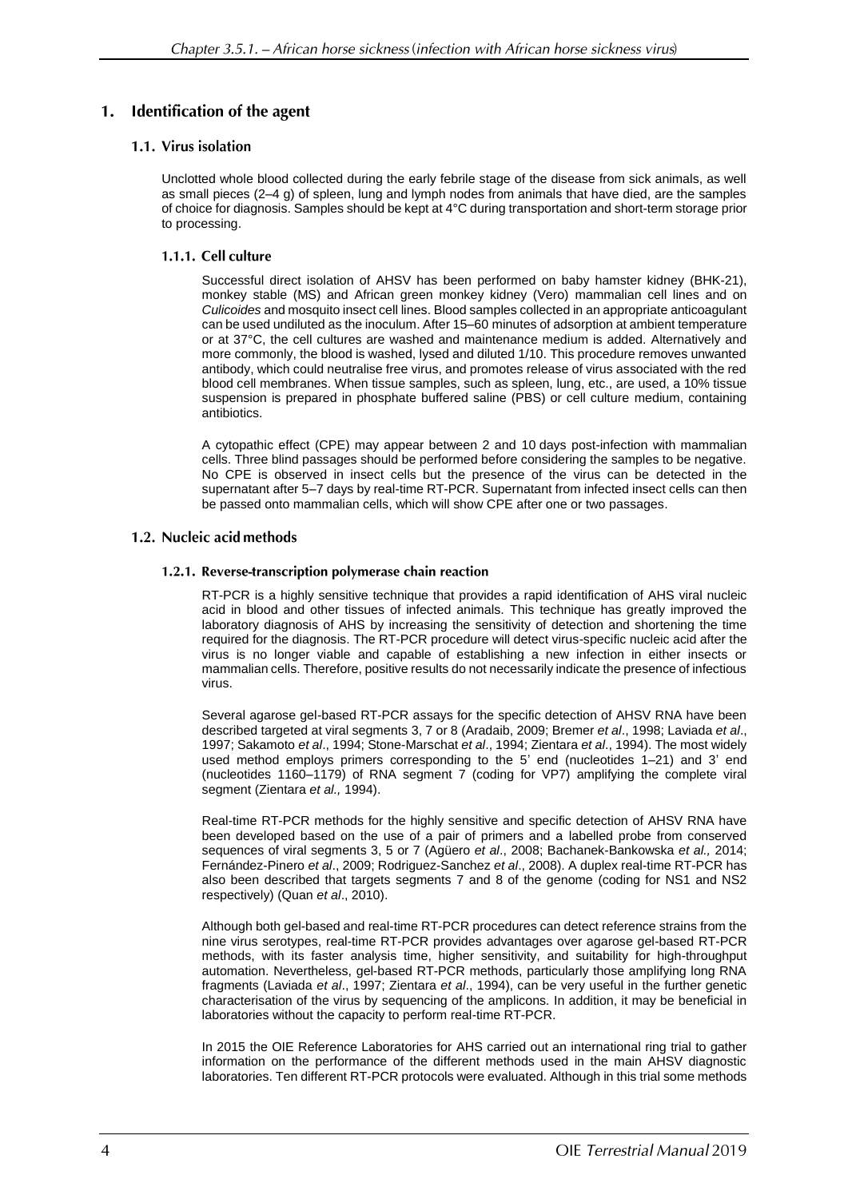## 1. Identification of the agent

### 1.1. Virus isolation

Unclotted whole blood collected during the early febrile stage of the disease from sick animals, as well as small pieces (2–4 g) of spleen, lung and lymph nodes from animals that have died, are the samples of choice for diagnosis. Samples should be kept at 4°C during transportation and short-term storage prior to processing.

#### 1.1.1. Cell culture

Successful direct isolation of AHSV has been performed on baby hamster kidney (BHK-21), monkey stable (MS) and African green monkey kidney (Vero) mammalian cell lines and on *Culicoides* and mosquito insect cell lines. Blood samples collected in an appropriate anticoagulant can be used undiluted as the inoculum. After 15–60 minutes of adsorption at ambient temperature or at 37°C, the cell cultures are washed and maintenance medium is added. Alternatively and more commonly, the blood is washed, lysed and diluted 1/10. This procedure removes unwanted antibody, which could neutralise free virus, and promotes release of virus associated with the red blood cell membranes. When tissue samples, such as spleen, lung, etc., are used, a 10% tissue suspension is prepared in phosphate buffered saline (PBS) or cell culture medium, containing antibiotics.

A cytopathic effect (CPE) may appear between 2 and 10 days post-infection with mammalian cells. Three blind passages should be performed before considering the samples to be negative. No CPE is observed in insect cells but the presence of the virus can be detected in the supernatant after 5–7 days by real-time RT-PCR. Supernatant from infected insect cells can then be passed onto mammalian cells, which will show CPE after one or two passages.

### 1.2. Nucleic acid methods

#### 1.2.1. Reverse-transcription polymerase chain reaction

RT-PCR is a highly sensitive technique that provides a rapid identification of AHS viral nucleic acid in blood and other tissues of infected animals. This technique has greatly improved the laboratory diagnosis of AHS by increasing the sensitivity of detection and shortening the time required for the diagnosis. The RT-PCR procedure will detect virus-specific nucleic acid after the virus is no longer viable and capable of establishing a new infection in either insects or mammalian cells. Therefore, positive results do not necessarily indicate the presence of infectious virus.

Several agarose gel-based RT-PCR assays for the specific detection of AHSV RNA have been described targeted at viral segments 3, 7 or 8 (Aradaib, 2009; Bremer *et al*., 1998; Laviada *et al*., 1997; Sakamoto *et al*., 1994; Stone-Marschat *et al*., 1994; Zientara *et al*., 1994). The most widely used method employs primers corresponding to the 5' end (nucleotides 1–21) and 3' end (nucleotides 1160–1179) of RNA segment 7 (coding for VP7) amplifying the complete viral segment (Zientara *et al.,* 1994).

Real-time RT-PCR methods for the highly sensitive and specific detection of AHSV RNA have been developed based on the use of a pair of primers and a labelled probe from conserved sequences of viral segments 3, 5 or 7 (Agüero *et al*., 2008; Bachanek-Bankowska *et al.,* 2014; Fernández-Pinero *et al*., 2009; Rodriguez-Sanchez *et al*., 2008). A duplex real-time RT-PCR has also been described that targets segments 7 and 8 of the genome (coding for NS1 and NS2 respectively) (Quan *et al*., 2010).

Although both gel-based and real-time RT-PCR procedures can detect reference strains from the nine virus serotypes, real-time RT-PCR provides advantages over agarose gel-based RT-PCR methods, with its faster analysis time, higher sensitivity, and suitability for high-throughput automation. Nevertheless, gel-based RT-PCR methods, particularly those amplifying long RNA fragments (Laviada *et al*., 1997; Zientara *et al*., 1994), can be very useful in the further genetic characterisation of the virus by sequencing of the amplicons. In addition, it may be beneficial in laboratories without the capacity to perform real-time RT-PCR.

In 2015 the OIE Reference Laboratories for AHS carried out an international ring trial to gather information on the performance of the different methods used in the main AHSV diagnostic laboratories. Ten different RT-PCR protocols were evaluated. Although in this trial some methods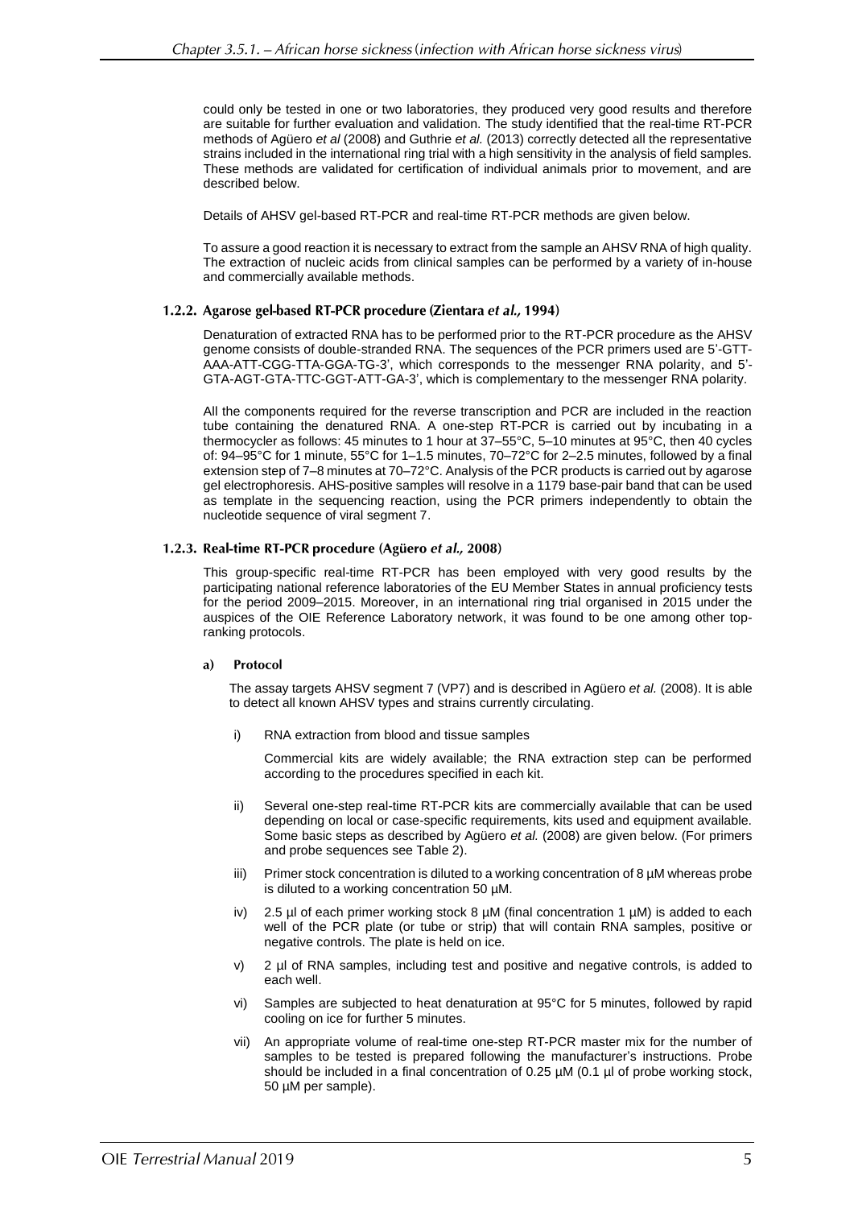could only be tested in one or two laboratories, they produced very good results and therefore are suitable for further evaluation and validation. The study identified that the real-time RT-PCR methods of Agüero *et al* (2008) and Guthrie *et al.* (2013) correctly detected all the representative strains included in the international ring trial with a high sensitivity in the analysis of field samples. These methods are validated for certification of individual animals prior to movement, and are described below.

Details of AHSV gel-based RT-PCR and real-time RT-PCR methods are given below.

To assure a good reaction it is necessary to extract from the sample an AHSV RNA of high quality. The extraction of nucleic acids from clinical samples can be performed by a variety of in-house and commercially available methods.

#### 1.2.2. Agarose gel-based RT-PCR procedure (Zientara *et al.,* 1994)

Denaturation of extracted RNA has to be performed prior to the RT-PCR procedure as the AHSV genome consists of double-stranded RNA. The sequences of the PCR primers used are 5'-GTT-AAA-ATT-CGG-TTA-GGA-TG-3', which corresponds to the messenger RNA polarity, and 5'-GTA-AGT-GTA-TTC-GGT-ATT-GA-3', which is complementary to the messenger RNA polarity.

All the components required for the reverse transcription and PCR are included in the reaction tube containing the denatured RNA. A one-step RT-PCR is carried out by incubating in a thermocycler as follows: 45 minutes to 1 hour at 37–55°C, 5–10 minutes at 95°C, then 40 cycles of: 94–95°C for 1 minute, 55°C for 1–1.5 minutes, 70–72°C for 2–2.5 minutes, followed by a final extension step of 7–8 minutes at 70–72°C. Analysis of the PCR products is carried out by agarose gel electrophoresis. AHS-positive samples will resolve in a 1179 base-pair band that can be used as template in the sequencing reaction, using the PCR primers independently to obtain the nucleotide sequence of viral segment 7.

#### 1.2.3. Real-time RT-PCR procedure (Agüero *et al.,* 2008)

This group-specific real-time RT-PCR has been employed with very good results by the participating national reference laboratories of the EU Member States in annual proficiency tests for the period 2009–2015. Moreover, in an international ring trial organised in 2015 under the auspices of the OIE Reference Laboratory network, it was found to be one among other top-ranking protocols.

##### a) Protocol

The assay targets AHSV segment 7 (VP7) and is described in Agüero *et al.* (2008). It is able to detect all known AHSV types and strains currently circulating.

i) RNA extraction from blood and tissue samples

   Commercial kits are widely available; the RNA extraction step can be performed according to the procedures specified in each kit.

ii) Several one-step real-time RT-PCR kits are commercially available that can be used depending on local or case-specific requirements, kits used and equipment available. Some basic steps as described by Agüero *et al.* (2008) are given below. (For primers and probe sequences see Table 2).

iii) Primer stock concentration is diluted to a working concentration of 8 µM whereas probe is diluted to a working concentration 50 µM.

iv) 2.5 µl of each primer working stock 8 µM (final concentration 1 µM) is added to each well of the PCR plate (or tube or strip) that will contain RNA samples, positive or negative controls. The plate is held on ice.

v) 2 µl of RNA samples, including test and positive and negative controls, is added to each well.

vi) Samples are subjected to heat denaturation at 95°C for 5 minutes, followed by rapid cooling on ice for further 5 minutes.

vii) An appropriate volume of real-time one-step RT-PCR master mix for the number of samples to be tested is prepared following the manufacturer's instructions. Probe should be included in a final concentration of 0.25 µM (0.1 µl of probe working stock, 50 µM per sample).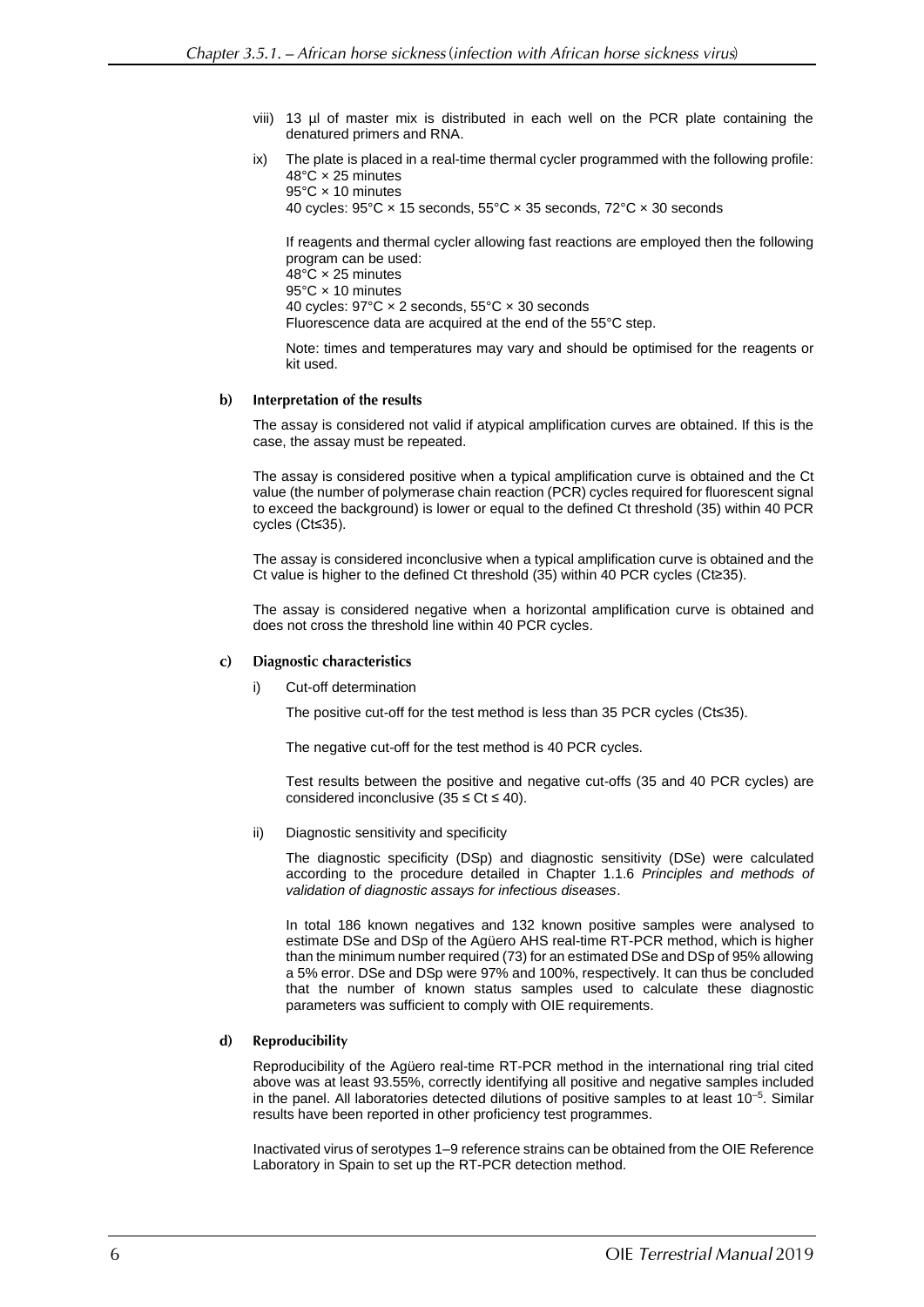viii) 13 µl of master mix is distributed in each well on the PCR plate containing the denatured primers and RNA.

ix) The plate is placed in a real-time thermal cycler programmed with the following profile:
48°C × 25 minutes
95°C × 10 minutes
40 cycles: 95°C × 15 seconds, 55°C × 35 seconds, 72°C × 30 seconds

If reagents and thermal cycler allowing fast reactions are employed then the following program can be used:
48°C × 25 minutes
95°C × 10 minutes
40 cycles: 97°C × 2 seconds, 55°C × 30 seconds
Fluorescence data are acquired at the end of the 55°C step.

Note: times and temperatures may vary and should be optimised for the reagents or kit used.

#### b) Interpretation of the results

The assay is considered not valid if atypical amplification curves are obtained. If this is the case, the assay must be repeated.

The assay is considered positive when a typical amplification curve is obtained and the Ct value (the number of polymerase chain reaction (PCR) cycles required for fluorescent signal to exceed the background) is lower or equal to the defined Ct threshold (35) within 40 PCR cycles (Ct≤35).

The assay is considered inconclusive when a typical amplification curve is obtained and the Ct value is higher to the defined Ct threshold (35) within 40 PCR cycles (Ct≥35).

The assay is considered negative when a horizontal amplification curve is obtained and does not cross the threshold line within 40 PCR cycles.

#### c) Diagnostic characteristics

i) Cut-off determination

The positive cut-off for the test method is less than 35 PCR cycles (Ct≤35).

The negative cut-off for the test method is 40 PCR cycles.

Test results between the positive and negative cut-offs (35 and 40 PCR cycles) are considered inconclusive (35 ≤ Ct ≤ 40).

ii) Diagnostic sensitivity and specificity

The diagnostic specificity (DSp) and diagnostic sensitivity (DSe) were calculated according to the procedure detailed in Chapter 1.1.6 *Principles and methods of validation of diagnostic assays for infectious diseases*.

In total 186 known negatives and 132 known positive samples were analysed to estimate DSe and DSp of the Agüero AHS real-time RT-PCR method, which is higher than the minimum number required (73) for an estimated DSe and DSp of 95% allowing a 5% error. DSe and DSp were 97% and 100%, respectively. It can thus be concluded that the number of known status samples used to calculate these diagnostic parameters was sufficient to comply with OIE requirements.

#### d) Reproducibility

Reproducibility of the Agüero real-time RT-PCR method in the international ring trial cited above was at least 93.55%, correctly identifying all positive and negative samples included in the panel. All laboratories detected dilutions of positive samples to at least $10^{-5}$. Similar results have been reported in other proficiency test programmes.

Inactivated virus of serotypes 1–9 reference strains can be obtained from the OIE Reference Laboratory in Spain to set up the RT-PCR detection method.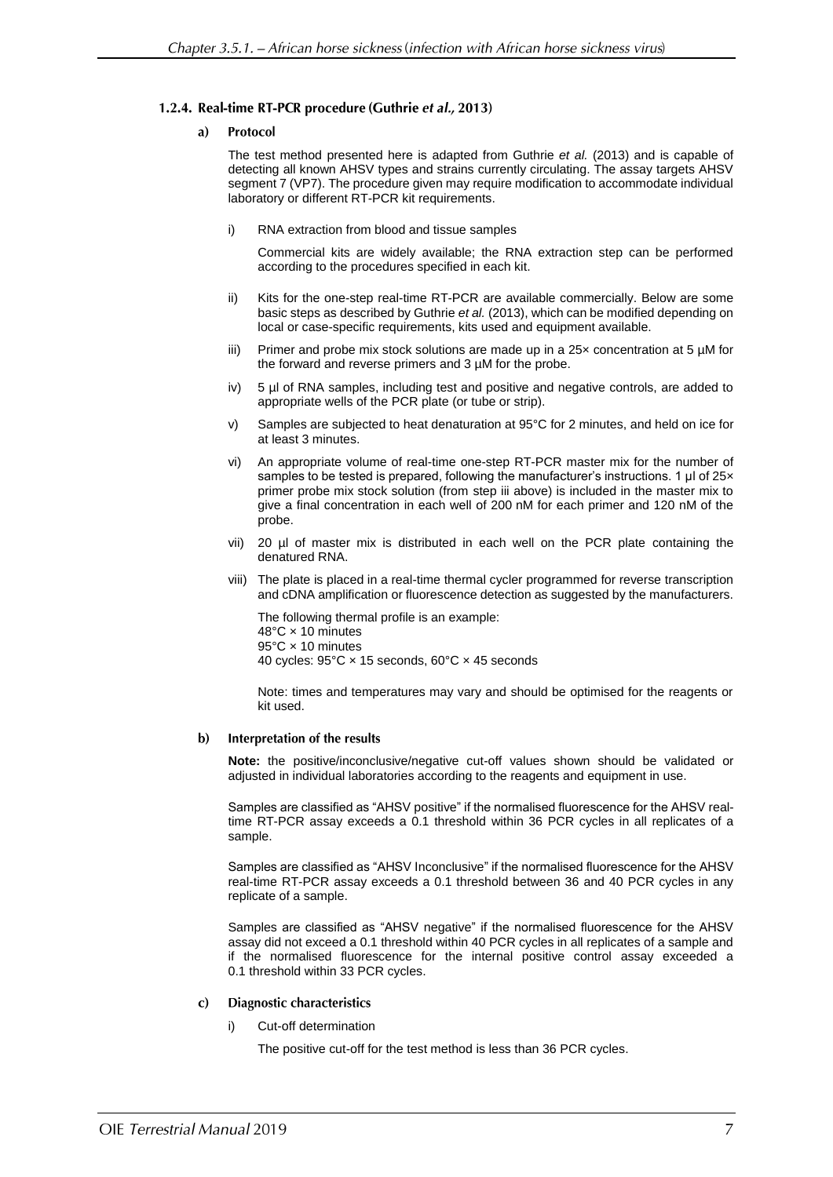#### 1.2.4. Real-time RT-PCR procedure (Guthrie *et al.*, 2013)

##### a) Protocol

The test method presented here is adapted from Guthrie *et al.* (2013) and is capable of detecting all known AHSV types and strains currently circulating. The assay targets AHSV segment 7 (VP7). The procedure given may require modification to accommodate individual laboratory or different RT-PCR kit requirements.

i) RNA extraction from blood and tissue samples

Commercial kits are widely available; the RNA extraction step can be performed according to the procedures specified in each kit.

ii) Kits for the one-step real-time RT-PCR are available commercially. Below are some basic steps as described by Guthrie *et al.* (2013), which can be modified depending on local or case-specific requirements, kits used and equipment available.

iii) Primer and probe mix stock solutions are made up in a 25× concentration at 5 µM for the forward and reverse primers and 3 µM for the probe.

iv) 5 µl of RNA samples, including test and positive and negative controls, are added to appropriate wells of the PCR plate (or tube or strip).

v) Samples are subjected to heat denaturation at 95°C for 2 minutes, and held on ice for at least 3 minutes.

vi) An appropriate volume of real-time one-step RT-PCR master mix for the number of samples to be tested is prepared, following the manufacturer's instructions. 1 µl of 25× primer probe mix stock solution (from step iii above) is included in the master mix to give a final concentration in each well of 200 nM for each primer and 120 nM of the probe.

vii) 20 µl of master mix is distributed in each well on the PCR plate containing the denatured RNA.

viii) The plate is placed in a real-time thermal cycler programmed for reverse transcription and cDNA amplification or fluorescence detection as suggested by the manufacturers.

The following thermal profile is an example:
48°C × 10 minutes
95°C × 10 minutes
40 cycles: 95°C × 15 seconds, 60°C × 45 seconds

Note: times and temperatures may vary and should be optimised for the reagents or kit used.

##### b) Interpretation of the results

**Note:** the positive/inconclusive/negative cut-off values shown should be validated or adjusted in individual laboratories according to the reagents and equipment in use.

Samples are classified as "AHSV positive" if the normalised fluorescence for the AHSV real-time RT-PCR assay exceeds a 0.1 threshold within 36 PCR cycles in all replicates of a sample.

Samples are classified as "AHSV Inconclusive" if the normalised fluorescence for the AHSV real-time RT-PCR assay exceeds a 0.1 threshold between 36 and 40 PCR cycles in any replicate of a sample.

Samples are classified as "AHSV negative" if the normalised fluorescence for the AHSV assay did not exceed a 0.1 threshold within 40 PCR cycles in all replicates of a sample and if the normalised fluorescence for the internal positive control assay exceeded a 0.1 threshold within 33 PCR cycles.

##### c) Diagnostic characteristics

i) Cut-off determination

The positive cut-off for the test method is less than 36 PCR cycles.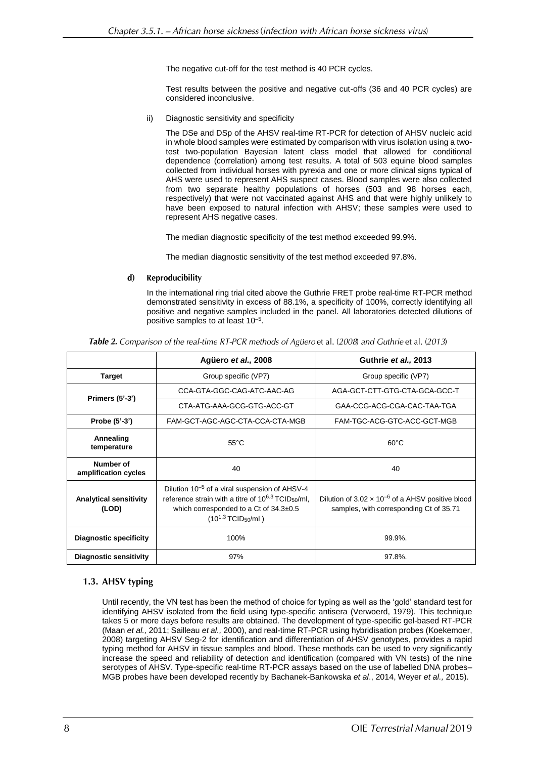The negative cut-off for the test method is 40 PCR cycles.

Test results between the positive and negative cut-offs (36 and 40 PCR cycles) are considered inconclusive.

ii) Diagnostic sensitivity and specificity

The DSe and DSp of the AHSV real-time RT-PCR for detection of AHSV nucleic acid in whole blood samples were estimated by comparison with virus isolation using a two-test two-population Bayesian latent class model that allowed for conditional dependence (correlation) among test results. A total of 503 equine blood samples collected from individual horses with pyrexia and one or more clinical signs typical of AHS were used to represent AHS suspect cases. Blood samples were also collected from two separate healthy populations of horses (503 and 98 horses each, respectively) that were not vaccinated against AHS and that were highly unlikely to have been exposed to natural infection with AHSV; these samples were used to represent AHS negative cases.

The median diagnostic specificity of the test method exceeded 99.9%.

The median diagnostic sensitivity of the test method exceeded 97.8%.

#### d) Reproducibility

In the international ring trial cited above the Guthrie FRET probe real-time RT-PCR method demonstrated sensitivity in excess of 88.1%, a specificity of 100%, correctly identifying all positive and negative samples included in the panel. All laboratories detected dilutions of positive samples to at least $10^{-5}$.

*Table 2. Comparison of the real-time RT-PCR methods of Agüero et al. (2008) and Guthrie et al. (2013)*

| | **Agüero *et al.*, 2008** | **Guthrie *et al.*, 2013** |
|---|---|---|
| **Target** | Group specific (VP7) | Group specific (VP7) |
| **Primers (5'-3')** | CCA-GTA-GGC-CAG-ATC-AAC-AG | AGA-GCT-CTT-GTG-CTA-GCA-GCC-T |
| | CTA-ATG-AAA-GCG-GTG-ACC-GT | GAA-CCG-ACG-CGA-CAC-TAA-TGA |
| **Probe (5'-3')** | FAM-GCT-AGC-AGC-CTA-CCA-CTA-MGB | FAM-TGC-ACG-GTC-ACC-GCT-MGB |
| **Annealing temperature** | 55°C | 60°C |
| **Number of amplification cycles** | 40 | 40 |
| **Analytical sensitivity (LOD)** | Dilution $10^{-5}$ of a viral suspension of AHSV-4 reference strain with a titre of $10^{6.3}$ $TCID_{50}$/ml, which corresponded to a Ct of 34.3±0.5 ($10^{1.3}$ $TCID_{50}$/ml ) | Dilution of $3.02 \times 10^{-6}$ of a AHSV positive blood samples, with corresponding Ct of 35.71 |
| **Diagnostic specificity** | 100% | 99.9%. |
| **Diagnostic sensitivity** | 97% | 97.8%. |

### 1.3. AHSV typing

Until recently, the VN test has been the method of choice for typing as well as the 'gold' standard test for identifying AHSV isolated from the field using type-specific antisera (Verwoerd, 1979). This technique takes 5 or more days before results are obtained. The development of type-specific gel-based RT-PCR (Maan *et al.,* 2011; Sailleau *et al.,* 2000), and real-time RT-PCR using hybridisation probes (Koekemoer, 2008) targeting AHSV Seg-2 for identification and differentiation of AHSV genotypes, provides a rapid typing method for AHSV in tissue samples and blood. These methods can be used to very significantly increase the speed and reliability of detection and identification (compared with VN tests) of the nine serotypes of AHSV. Type-specific real-time RT-PCR assays based on the use of labelled DNA probes–MGB probes have been developed recently by Bachanek-Bankowska *et al*., 2014, Weyer *et al.,* 2015).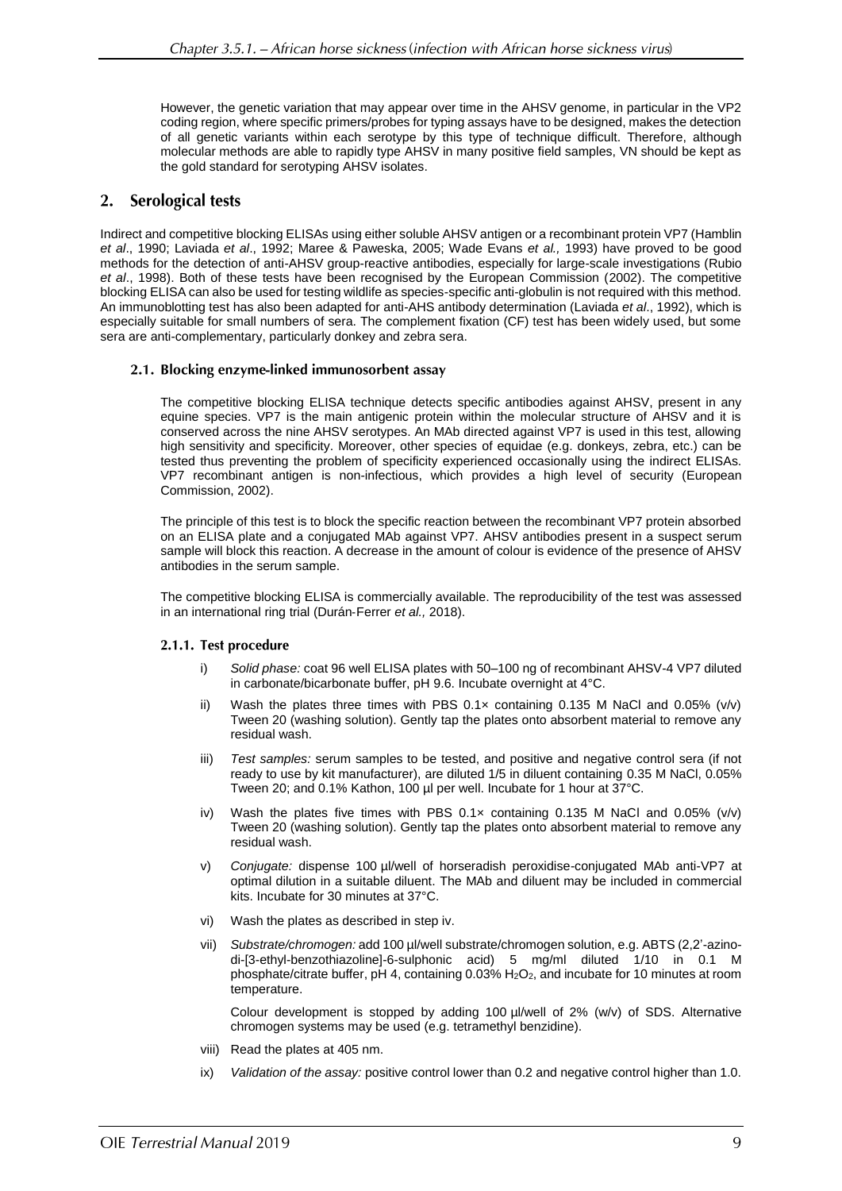However, the genetic variation that may appear over time in the AHSV genome, in particular in the VP2 coding region, where specific primers/probes for typing assays have to be designed, makes the detection of all genetic variants within each serotype by this type of technique difficult. Therefore, although molecular methods are able to rapidly type AHSV in many positive field samples, VN should be kept as the gold standard for serotyping AHSV isolates.

## 2. Serological tests

Indirect and competitive blocking ELISAs using either soluble AHSV antigen or a recombinant protein VP7 (Hamblin *et al*., 1990; Laviada *et al*., 1992; Maree & Paweska, 2005; Wade Evans *et al.,* 1993) have proved to be good methods for the detection of anti-AHSV group-reactive antibodies, especially for large-scale investigations (Rubio *et al*., 1998). Both of these tests have been recognised by the European Commission (2002). The competitive blocking ELISA can also be used for testing wildlife as species-specific anti-globulin is not required with this method. An immunoblotting test has also been adapted for anti-AHS antibody determination (Laviada *et al*., 1992), which is especially suitable for small numbers of sera. The complement fixation (CF) test has been widely used, but some sera are anti-complementary, particularly donkey and zebra sera.

### 2.1. Blocking enzyme-linked immunosorbent assay

The competitive blocking ELISA technique detects specific antibodies against AHSV, present in any equine species. VP7 is the main antigenic protein within the molecular structure of AHSV and it is conserved across the nine AHSV serotypes. An MAb directed against VP7 is used in this test, allowing high sensitivity and specificity. Moreover, other species of equidae (e.g. donkeys, zebra, etc.) can be tested thus preventing the problem of specificity experienced occasionally using the indirect ELISAs. VP7 recombinant antigen is non-infectious, which provides a high level of security (European Commission, 2002).

The principle of this test is to block the specific reaction between the recombinant VP7 protein absorbed on an ELISA plate and a conjugated MAb against VP7. AHSV antibodies present in a suspect serum sample will block this reaction. A decrease in the amount of colour is evidence of the presence of AHSV antibodies in the serum sample.

The competitive blocking ELISA is commercially available. The reproducibility of the test was assessed in an international ring trial (Durán-Ferrer *et al.,* 2018).

#### 2.1.1. Test procedure

i) *Solid phase:* coat 96 well ELISA plates with 50–100 ng of recombinant AHSV-4 VP7 diluted in carbonate/bicarbonate buffer, pH 9.6. Incubate overnight at 4°C.

ii) Wash the plates three times with PBS 0.1× containing 0.135 M NaCl and 0.05% (v/v) Tween 20 (washing solution). Gently tap the plates onto absorbent material to remove any residual wash.

iii) *Test samples:* serum samples to be tested, and positive and negative control sera (if not ready to use by kit manufacturer), are diluted 1/5 in diluent containing 0.35 M NaCl, 0.05% Tween 20; and 0.1% Kathon, 100 µl per well. Incubate for 1 hour at 37°C.

iv) Wash the plates five times with PBS 0.1× containing 0.135 M NaCl and 0.05% (v/v) Tween 20 (washing solution). Gently tap the plates onto absorbent material to remove any residual wash.

v) *Conjugate:* dispense 100 µl/well of horseradish peroxidise-conjugated MAb anti-VP7 at optimal dilution in a suitable diluent. The MAb and diluent may be included in commercial kits. Incubate for 30 minutes at 37°C.

vi) Wash the plates as described in step iv.

vii) *Substrate/chromogen:* add 100 µl/well substrate/chromogen solution, e.g. ABTS (2,2'-azino-di-[3-ethyl-benzothiazoline]-6-sulphonic acid) 5 mg/ml diluted 1/10 in 0.1 M phosphate/citrate buffer, pH 4, containing 0.03% $H_2O_2$, and incubate for 10 minutes at room temperature.

   Colour development is stopped by adding 100 µl/well of 2% (w/v) of SDS. Alternative chromogen systems may be used (e.g. tetramethyl benzidine).

viii) Read the plates at 405 nm.

ix) *Validation of the assay:* positive control lower than 0.2 and negative control higher than 1.0.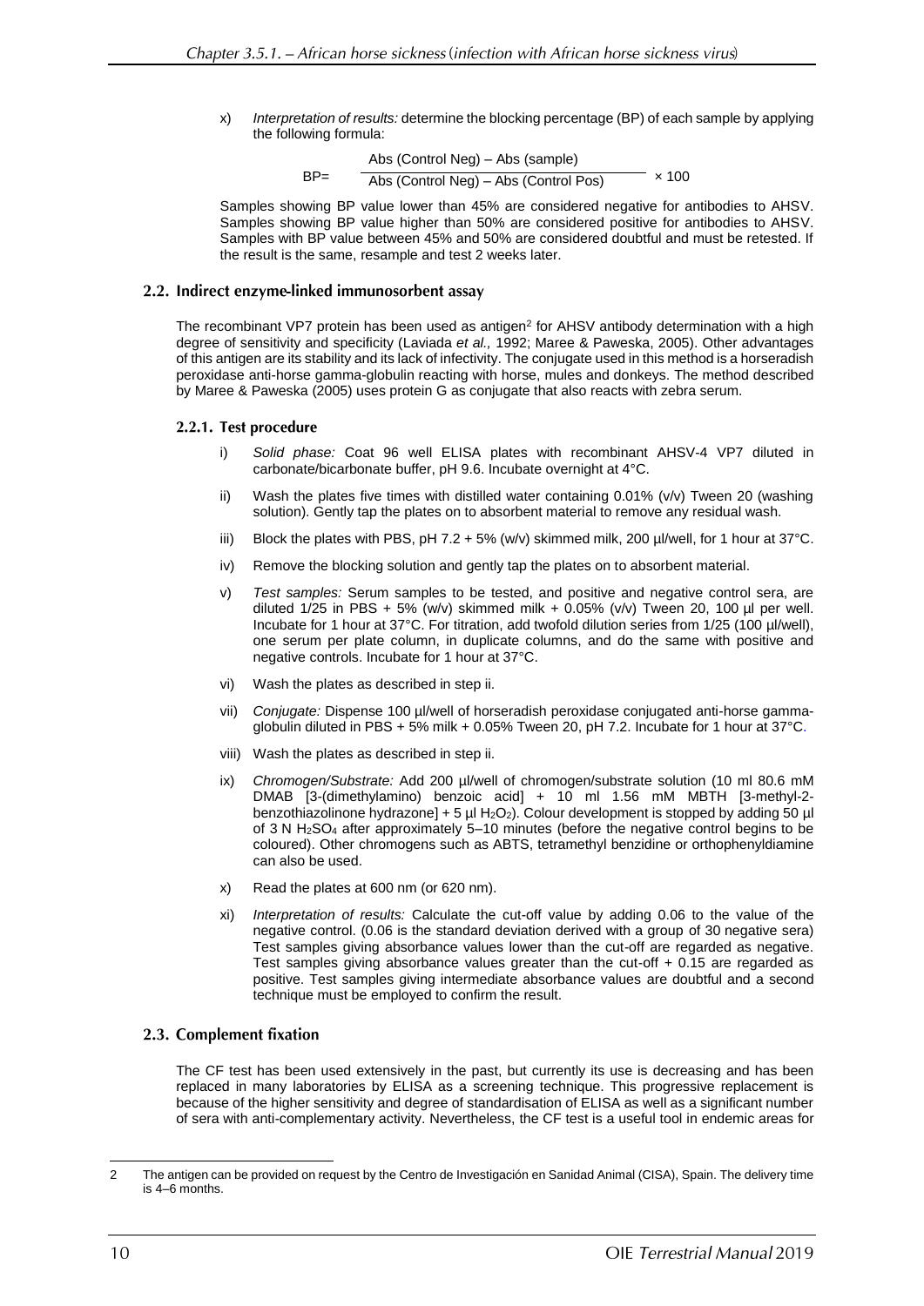x) *Interpretation of results:* determine the blocking percentage (BP) of each sample by applying the following formula:

$$BP = \frac{\text{Abs (Control Neg)} - \text{Abs (sample)}}{\text{Abs (Control Neg)} - \text{Abs (Control Pos)}} \times 100$$

Samples showing BP value lower than 45% are considered negative for antibodies to AHSV. Samples showing BP value higher than 50% are considered positive for antibodies to AHSV. Samples with BP value between 45% and 50% are considered doubtful and must be retested. If the result is the same, resample and test 2 weeks later.

## 2.2. Indirect enzyme-linked immunosorbent assay

The recombinant VP7 protein has been used as antigen[2] for AHSV antibody determination with a high degree of sensitivity and specificity (Laviada *et al.,* 1992; Maree & Paweska, 2005). Other advantages of this antigen are its stability and its lack of infectivity. The conjugate used in this method is a horseradish peroxidase anti-horse gamma-globulin reacting with horse, mules and donkeys. The method described by Maree & Paweska (2005) uses protein G as conjugate that also reacts with zebra serum.

### 2.2.1. Test procedure

i) *Solid phase:* Coat 96 well ELISA plates with recombinant AHSV-4 VP7 diluted in carbonate/bicarbonate buffer, pH 9.6. Incubate overnight at 4°C.

ii) Wash the plates five times with distilled water containing 0.01% (v/v) Tween 20 (washing solution). Gently tap the plates on to absorbent material to remove any residual wash.

iii) Block the plates with PBS, pH 7.2 + 5% (w/v) skimmed milk, 200 µl/well, for 1 hour at 37°C.

iv) Remove the blocking solution and gently tap the plates on to absorbent material.

v) *Test samples:* Serum samples to be tested, and positive and negative control sera, are diluted 1/25 in PBS + 5% (w/v) skimmed milk + 0.05% (v/v) Tween 20, 100 µl per well. Incubate for 1 hour at 37°C. For titration, add twofold dilution series from 1/25 (100 µl/well), one serum per plate column, in duplicate columns, and do the same with positive and negative controls. Incubate for 1 hour at 37°C.

vi) Wash the plates as described in step ii.

vii) *Conjugate:* Dispense 100 µl/well of horseradish peroxidase conjugated anti-horse gamma-globulin diluted in PBS + 5% milk + 0.05% Tween 20, pH 7.2. Incubate for 1 hour at 37°C.

viii) Wash the plates as described in step ii.

ix) *Chromogen/Substrate:* Add 200 µl/well of chromogen/substrate solution (10 ml 80.6 mM DMAB [3-(dimethylamino) benzoic acid] + 10 ml 1.56 mM MBTH [3-methyl-2-benzothiazolinone hydrazone] + 5 µl $H_2O_2$). Colour development is stopped by adding 50 µl of 3 N $H_2SO_4$ after approximately 5–10 minutes (before the negative control begins to be coloured). Other chromogens such as ABTS, tetramethyl benzidine or orthophenyldiamine can also be used.

x) Read the plates at 600 nm (or 620 nm).

xi) *Interpretation of results:* Calculate the cut-off value by adding 0.06 to the value of the negative control. (0.06 is the standard deviation derived with a group of 30 negative sera) Test samples giving absorbance values lower than the cut-off are regarded as negative. Test samples giving absorbance values greater than the cut-off + 0.15 are regarded as positive. Test samples giving intermediate absorbance values are doubtful and a second technique must be employed to confirm the result.

## 2.3. Complement fixation

The CF test has been used extensively in the past, but currently its use is decreasing and has been replaced in many laboratories by ELISA as a screening technique. This progressive replacement is because of the higher sensitivity and degree of standardisation of ELISA as well as a significant number of sera with anti-complementary activity. Nevertheless, the CF test is a useful tool in endemic areas for

---

2 The antigen can be provided on request by the Centro de Investigación en Sanidad Animal (CISA), Spain. The delivery time is 4–6 months.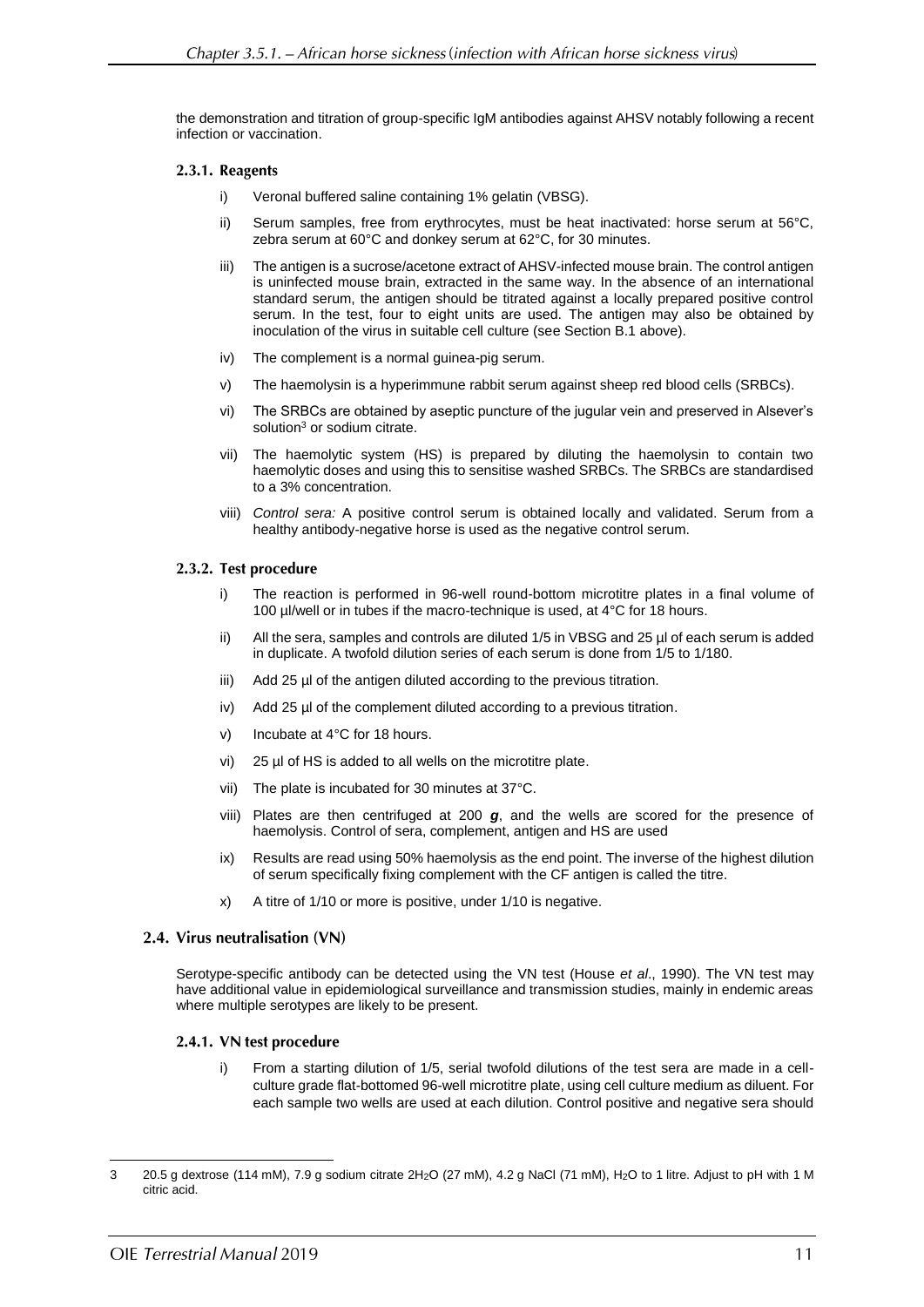the demonstration and titration of group-specific IgM antibodies against AHSV notably following a recent infection or vaccination.

### 2.3.1. Reagents

i) Veronal buffered saline containing 1% gelatin (VBSG).

ii) Serum samples, free from erythrocytes, must be heat inactivated: horse serum at 56°C, zebra serum at 60°C and donkey serum at 62°C, for 30 minutes.

iii) The antigen is a sucrose/acetone extract of AHSV-infected mouse brain. The control antigen is uninfected mouse brain, extracted in the same way. In the absence of an international standard serum, the antigen should be titrated against a locally prepared positive control serum. In the test, four to eight units are used. The antigen may also be obtained by inoculation of the virus in suitable cell culture (see Section B.1 above).

iv) The complement is a normal guinea-pig serum.

v) The haemolysin is a hyperimmune rabbit serum against sheep red blood cells (SRBCs).

vi) The SRBCs are obtained by aseptic puncture of the jugular vein and preserved in Alsever's solution[3] or sodium citrate.

vii) The haemolytic system (HS) is prepared by diluting the haemolysin to contain two haemolytic doses and using this to sensitise washed SRBCs. The SRBCs are standardised to a 3% concentration.

viii) *Control sera:* A positive control serum is obtained locally and validated. Serum from a healthy antibody-negative horse is used as the negative control serum.

### 2.3.2. Test procedure

i) The reaction is performed in 96-well round-bottom microtitre plates in a final volume of 100 µl/well or in tubes if the macro-technique is used, at 4°C for 18 hours.

ii) All the sera, samples and controls are diluted 1/5 in VBSG and 25 µl of each serum is added in duplicate. A twofold dilution series of each serum is done from 1/5 to 1/180.

iii) Add 25 µl of the antigen diluted according to the previous titration.

iv) Add 25 µl of the complement diluted according to a previous titration.

v) Incubate at 4°C for 18 hours.

vi) 25 µl of HS is added to all wells on the microtitre plate.

vii) The plate is incubated for 30 minutes at 37°C.

viii) Plates are then centrifuged at 200 ***g***, and the wells are scored for the presence of haemolysis. Control of sera, complement, antigen and HS are used

ix) Results are read using 50% haemolysis as the end point. The inverse of the highest dilution of serum specifically fixing complement with the CF antigen is called the titre.

x) A titre of 1/10 or more is positive, under 1/10 is negative.

## 2.4. Virus neutralisation (VN)

Serotype-specific antibody can be detected using the VN test (House *et al*., 1990). The VN test may have additional value in epidemiological surveillance and transmission studies, mainly in endemic areas where multiple serotypes are likely to be present.

### 2.4.1. VN test procedure

i) From a starting dilution of 1/5, serial twofold dilutions of the test sera are made in a cell-culture grade flat-bottomed 96-well microtitre plate, using cell culture medium as diluent. For each sample two wells are used at each dilution. Control positive and negative sera should

---

3 20.5 g dextrose (114 mM), 7.9 g sodium citrate $2H_2O$ (27 mM), 4.2 g NaCl (71 mM), $H_2O$ to 1 litre. Adjust to pH with 1 M citric acid.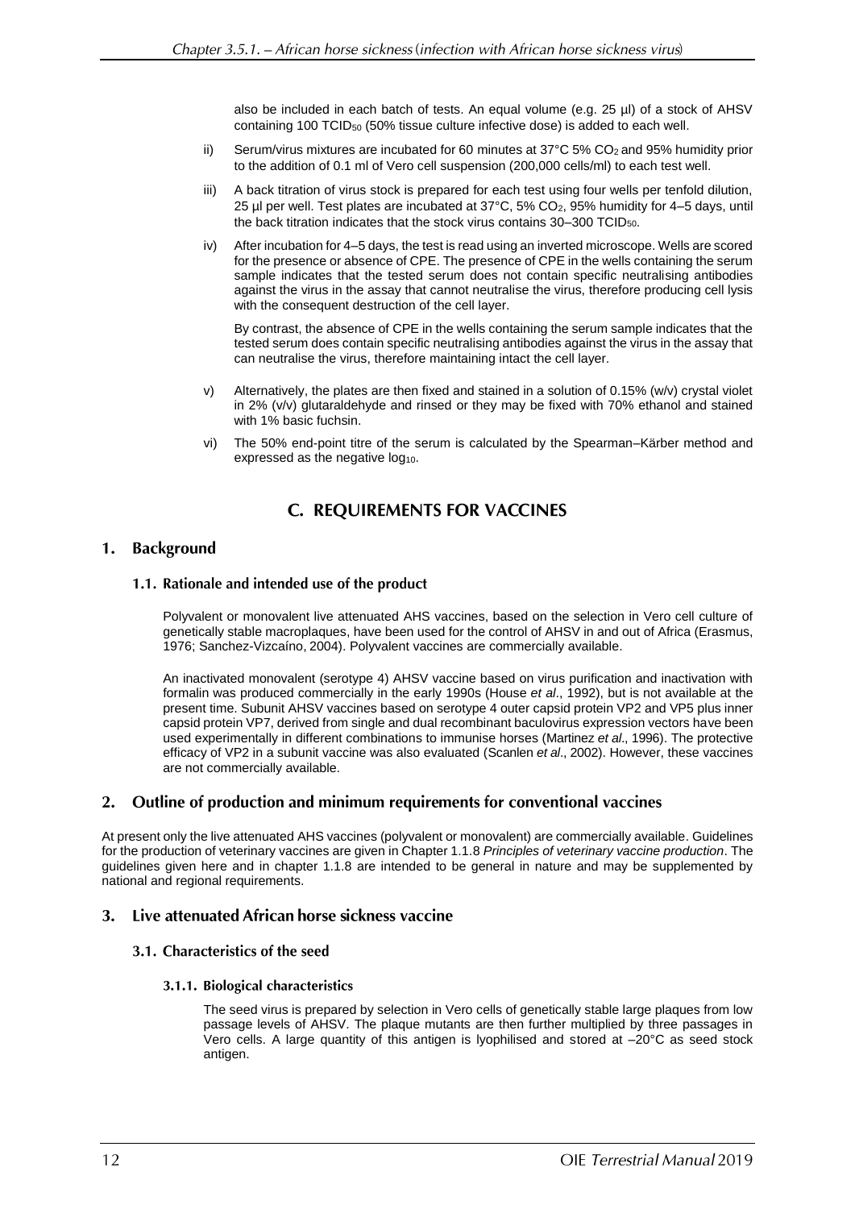also be included in each batch of tests. An equal volume (e.g. 25 µl) of a stock of AHSV containing 100 $TCID_{50}$ (50% tissue culture infective dose) is added to each well.

ii) Serum/virus mixtures are incubated for 60 minutes at 37°C 5% $CO_2$ and 95% humidity prior to the addition of 0.1 ml of Vero cell suspension (200,000 cells/ml) to each test well.

iii) A back titration of virus stock is prepared for each test using four wells per tenfold dilution, 25 µl per well. Test plates are incubated at 37°C, 5% $CO_2$, 95% humidity for 4–5 days, until the back titration indicates that the stock virus contains 30–300 $TCID_{50}$.

iv) After incubation for 4–5 days, the test is read using an inverted microscope. Wells are scored for the presence or absence of CPE. The presence of CPE in the wells containing the serum sample indicates that the tested serum does not contain specific neutralising antibodies against the virus in the assay that cannot neutralise the virus, therefore producing cell lysis with the consequent destruction of the cell layer.

By contrast, the absence of CPE in the wells containing the serum sample indicates that the tested serum does contain specific neutralising antibodies against the virus in the assay that can neutralise the virus, therefore maintaining intact the cell layer.

v) Alternatively, the plates are then fixed and stained in a solution of 0.15% (w/v) crystal violet in 2% (v/v) glutaraldehyde and rinsed or they may be fixed with 70% ethanol and stained with 1% basic fuchsin.

vi) The 50% end-point titre of the serum is calculated by the Spearman–Kärber method and expressed as the negative $\log_{10}$.

# C. REQUIREMENTS FOR VACCINES

## 1. Background

### 1.1. Rationale and intended use of the product

Polyvalent or monovalent live attenuated AHS vaccines, based on the selection in Vero cell culture of genetically stable macroplaques, have been used for the control of AHSV in and out of Africa (Erasmus, 1976; Sanchez-Vizcaíno, 2004). Polyvalent vaccines are commercially available.

An inactivated monovalent (serotype 4) AHSV vaccine based on virus purification and inactivation with formalin was produced commercially in the early 1990s (House *et al*., 1992), but is not available at the present time. Subunit AHSV vaccines based on serotype 4 outer capsid protein VP2 and VP5 plus inner capsid protein VP7, derived from single and dual recombinant baculovirus expression vectors have been used experimentally in different combinations to immunise horses (Martinez *et al*., 1996). The protective efficacy of VP2 in a subunit vaccine was also evaluated (Scanlen *et al*., 2002). However, these vaccines are not commercially available.

## 2. Outline of production and minimum requirements for conventional vaccines

At present only the live attenuated AHS vaccines (polyvalent or monovalent) are commercially available. Guidelines for the production of veterinary vaccines are given in Chapter 1.1.8 *Principles of veterinary vaccine production*. The guidelines given here and in chapter 1.1.8 are intended to be general in nature and may be supplemented by national and regional requirements.

## 3. Live attenuated African horse sickness vaccine

### 3.1. Characteristics of the seed

#### 3.1.1. Biological characteristics

The seed virus is prepared by selection in Vero cells of genetically stable large plaques from low passage levels of AHSV. The plaque mutants are then further multiplied by three passages in Vero cells. A large quantity of this antigen is lyophilised and stored at –20°C as seed stock antigen.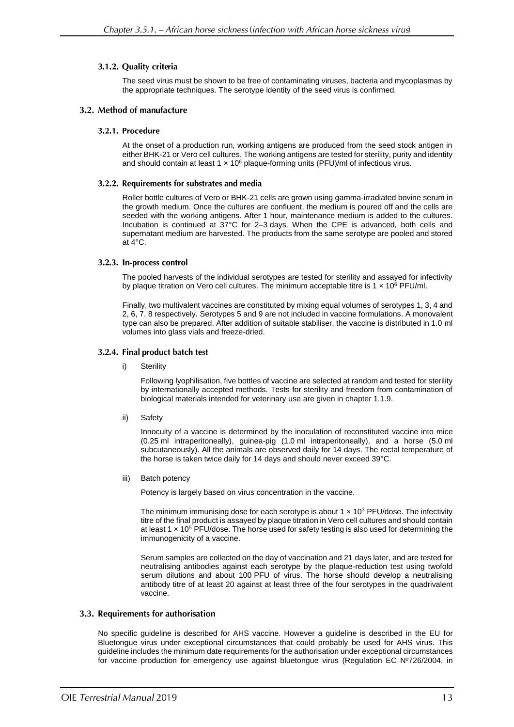#### 3.1.2. Quality criteria

The seed virus must be shown to be free of contaminating viruses, bacteria and mycoplasmas by the appropriate techniques. The serotype identity of the seed virus is confirmed.

### 3.2. Method of manufacture

#### 3.2.1. Procedure

At the onset of a production run, working antigens are produced from the seed stock antigen in either BHK-21 or Vero cell cultures. The working antigens are tested for sterility, purity and identity and should contain at least $1 \times 10^6$ plaque-forming units (PFU)/ml of infectious virus.

#### 3.2.2. Requirements for substrates and media

Roller bottle cultures of Vero or BHK-21 cells are grown using gamma-irradiated bovine serum in the growth medium. Once the cultures are confluent, the medium is poured off and the cells are seeded with the working antigens. After 1 hour, maintenance medium is added to the cultures. Incubation is continued at 37°C for 2–3 days. When the CPE is advanced, both cells and supernatant medium are harvested. The products from the same serotype are pooled and stored at 4°C.

#### 3.2.3. In-process control

The pooled harvests of the individual serotypes are tested for sterility and assayed for infectivity by plaque titration on Vero cell cultures. The minimum acceptable titre is $1 \times 10^6$ PFU/ml.

Finally, two multivalent vaccines are constituted by mixing equal volumes of serotypes 1, 3, 4 and 2, 6, 7, 8 respectively. Serotypes 5 and 9 are not included in vaccine formulations. A monovalent type can also be prepared. After addition of suitable stabiliser, the vaccine is distributed in 1.0 ml volumes into glass vials and freeze-dried.

#### 3.2.4. Final product batch test

i) Sterility

Following lyophilisation, five bottles of vaccine are selected at random and tested for sterility by internationally accepted methods. Tests for sterility and freedom from contamination of biological materials intended for veterinary use are given in chapter 1.1.9.

ii) Safety

Innocuity of a vaccine is determined by the inoculation of reconstituted vaccine into mice (0.25 ml intraperitoneally), guinea-pig (1.0 ml intraperitoneally), and a horse (5.0 ml subcutaneously). All the animals are observed daily for 14 days. The rectal temperature of the horse is taken twice daily for 14 days and should never exceed 39°C.

iii) Batch potency

Potency is largely based on virus concentration in the vaccine.

The minimum immunising dose for each serotype is about $1 \times 10^3$ PFU/dose. The infectivity titre of the final product is assayed by plaque titration in Vero cell cultures and should contain at least $1 \times 10^5$ PFU/dose. The horse used for safety testing is also used for determining the immunogenicity of a vaccine.

Serum samples are collected on the day of vaccination and 21 days later, and are tested for neutralising antibodies against each serotype by the plaque-reduction test using twofold serum dilutions and about 100 PFU of virus. The horse should develop a neutralising antibody titre of at least 20 against at least three of the four serotypes in the quadrivalent vaccine.

### 3.3. Requirements for authorisation

No specific guideline is described for AHS vaccine. However a guideline is described in the EU for Bluetongue virus under exceptional circumstances that could probably be used for AHS virus. This guideline includes the minimum date requirements for the authorisation under exceptional circumstances for vaccine production for emergency use against bluetongue virus (Regulation EC Nº726/2004, in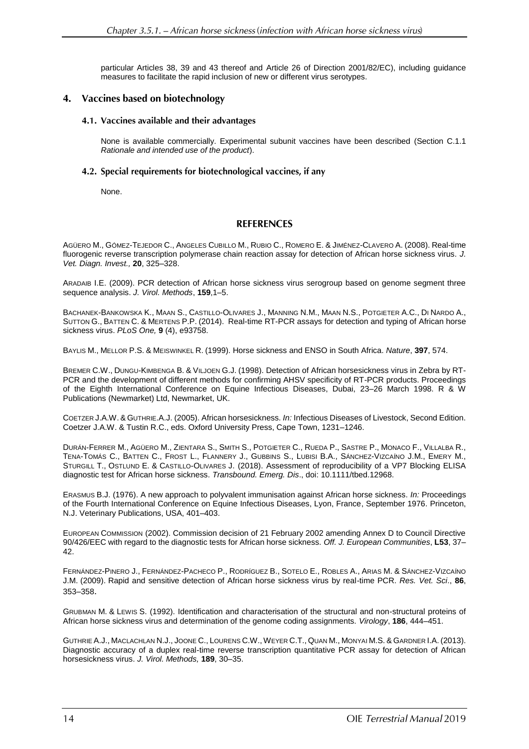particular Articles 38, 39 and 43 thereof and Article 26 of Direction 2001/82/EC), including guidance measures to facilitate the rapid inclusion of new or different virus serotypes.

## 4. Vaccines based on biotechnology

### 4.1. Vaccines available and their advantages

None is available commercially. Experimental subunit vaccines have been described (Section C.1.1 *Rationale and intended use of the product*).

### 4.2. Special requirements for biotechnological vaccines, if any

None.

## REFERENCES

AGÜERO M., GÓMEZ-TEJEDOR C., ANGELES CUBILLO M., RUBIO C., ROMERO E. & JIMÉNEZ-CLAVERO A. (2008). Real-time fluorogenic reverse transcription polymerase chain reaction assay for detection of African horse sickness virus. *J. Vet. Diagn. Invest.,* **20**, 325–328.

ARADAIB I.E. (2009). PCR detection of African horse sickness virus serogroup based on genome segment three sequence analysis. *J. Virol. Methods*, **159**,1–5.

BACHANEK-BANKOWSKA K., MAAN S., CASTILLO-OLIVARES J., MANNING N.M., MAAN N.S., POTGIETER A.C., DI NARDO A., SUTTON G., BATTEN C. & MERTENS P.P. (2014). Real-time RT-PCR assays for detection and typing of African horse sickness virus. *PLoS One,* **9** (4), e93758.

BAYLIS M., MELLOR P.S. & MEISWINKEL R. (1999). Horse sickness and ENSO in South Africa. *Nature*, **397**, 574.

BREMER C.W., DUNGU-KIMBENGA B. & VILJOEN G.J. (1998). Detection of African horsesickness virus in Zebra by RT-PCR and the development of different methods for confirming AHSV specificity of RT-PCR products. Proceedings of the Eighth International Conference on Equine Infectious Diseases, Dubai, 23–26 March 1998. R & W Publications (Newmarket) Ltd, Newmarket, UK.

COETZER J.A.W. & GUTHRIE.A.J. (2005). African horsesickness. *In:* Infectious Diseases of Livestock, Second Edition. Coetzer J.A.W. & Tustin R.C., eds. Oxford University Press, Cape Town, 1231–1246.

DURÁN-FERRER M., AGÜERO M., ZIENTARA S., SMITH S., POTGIETER C., RUEDA P., SASTRE P., MONACO F., VILLALBA R., TENA-TOMÁS C., BATTEN C., FROST L., FLANNERY J., GUBBINS S., LUBISI B.A., SÁNCHEZ-VIZCAÍNO J.M., EMERY M., STURGILL T., OSTLUND E. & CASTILLO-OLIVARES J. (2018). Assessment of reproducibility of a VP7 Blocking ELISA diagnostic test for African horse sickness. *Transbound. Emerg. Dis*., doi: 10.1111/tbed.12968.

ERASMUS B.J. (1976). A new approach to polyvalent immunisation against African horse sickness. *In:* Proceedings of the Fourth International Conference on Equine Infectious Diseases, Lyon, France, September 1976. Princeton, N.J. Veterinary Publications, USA, 401–403.

EUROPEAN COMMISSION (2002). Commission decision of 21 February 2002 amending Annex D to Council Directive 90/426/EEC with regard to the diagnostic tests for African horse sickness. *Off. J. European Communities*, **L53**, 37–42.

FERNÁNDEZ-PINERO J., FERNÁNDEZ-PACHECO P., RODRÍGUEZ B., SOTELO E., ROBLES A., ARIAS M. & SÁNCHEZ-VIZCAÍNO J.M. (2009). Rapid and sensitive detection of African horse sickness virus by real-time PCR. *Res. Vet. Sci*., **86**, 353–358.

GRUBMAN M. & LEWIS S. (1992). Identification and characterisation of the structural and non-structural proteins of African horse sickness virus and determination of the genome coding assignments. *Virology*, **186**, 444–451.

GUTHRIE A.J., MACLACHLAN N.J., JOONE C., LOURENS C.W., WEYER C.T., QUAN M., MONYAI M.S. & GARDNER I.A. (2013). Diagnostic accuracy of a duplex real-time reverse transcription quantitative PCR assay for detection of African horsesickness virus. *J. Virol. Methods,* **189**, 30–35.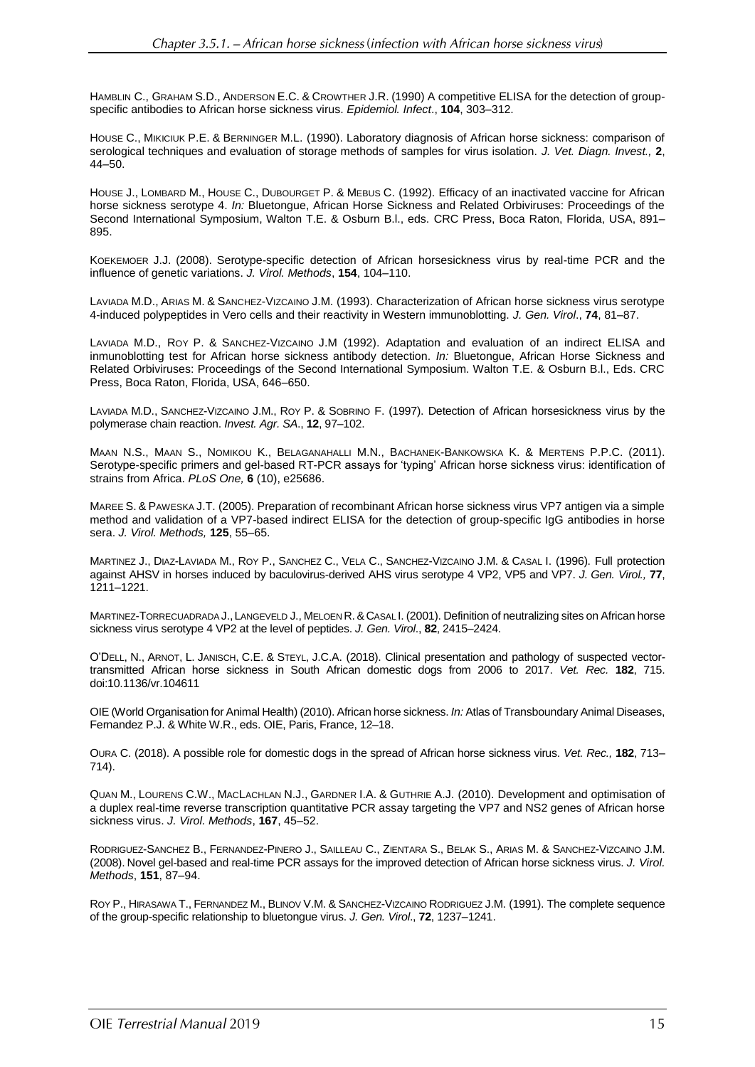HAMBLIN C., GRAHAM S.D., ANDERSON E.C. & CROWTHER J.R. (1990) A competitive ELISA for the detection of group-specific antibodies to African horse sickness virus. *Epidemiol. Infect*., **104**, 303–312.

HOUSE C., MIKICIUK P.E. & BERNINGER M.L. (1990). Laboratory diagnosis of African horse sickness: comparison of serological techniques and evaluation of storage methods of samples for virus isolation. *J. Vet. Diagn. Invest.,* **2**, 44–50.

HOUSE J., LOMBARD M., HOUSE C., DUBOURGET P. & MEBUS C. (1992). Efficacy of an inactivated vaccine for African horse sickness serotype 4. *In:* Bluetongue, African Horse Sickness and Related Orbiviruses: Proceedings of the Second International Symposium, Walton T.E. & Osburn B.l., eds. CRC Press, Boca Raton, Florida, USA, 891–895.

KOEKEMOER J.J. (2008). Serotype-specific detection of African horsesickness virus by real-time PCR and the influence of genetic variations. *J. Virol. Methods*, **154**, 104–110.

LAVIADA M.D., ARIAS M. & SANCHEZ-VIZCAINO J.M. (1993). Characterization of African horse sickness virus serotype 4-induced polypeptides in Vero cells and their reactivity in Western immunoblotting. *J. Gen. Virol*., **74**, 81–87.

LAVIADA M.D., ROY P. & SANCHEZ-VIZCAINO J.M (1992). Adaptation and evaluation of an indirect ELISA and inmunoblotting test for African horse sickness antibody detection. *In:* Bluetongue, African Horse Sickness and Related Orbiviruses: Proceedings of the Second International Symposium. Walton T.E. & Osburn B.l., Eds. CRC Press, Boca Raton, Florida, USA, 646–650.

LAVIADA M.D., SANCHEZ-VIZCAINO J.M., ROY P. & SOBRINO F. (1997). Detection of African horsesickness virus by the polymerase chain reaction. *Invest. Agr. SA*., **12**, 97–102.

MAAN N.S., MAAN S., NOMIKOU K., BELAGANAHALLI M.N., BACHANEK-BANKOWSKA K. & MERTENS P.P.C. (2011). Serotype-specific primers and gel-based RT-PCR assays for 'typing' African horse sickness virus: identification of strains from Africa. *PLoS One,* **6** (10), e25686.

MAREE S. & PAWESKA J.T. (2005). Preparation of recombinant African horse sickness virus VP7 antigen via a simple method and validation of a VP7-based indirect ELISA for the detection of group-specific IgG antibodies in horse sera. *J. Virol. Methods,* **125**, 55–65.

MARTINEZ J., DIAZ-LAVIADA M., ROY P., SANCHEZ C., VELA C., SANCHEZ-VIZCAINO J.M. & CASAL I. (1996). Full protection against AHSV in horses induced by baculovirus-derived AHS virus serotype 4 VP2, VP5 and VP7. *J. Gen. Virol.,* **77**, 1211–1221.

MARTINEZ-TORRECUADRADA J., LANGEVELD J., MELOEN R. & CASAL I. (2001). Definition of neutralizing sites on African horse sickness virus serotype 4 VP2 at the level of peptides. *J. Gen. Virol*., **82**, 2415–2424.

O'DELL, N., ARNOT, L. JANISCH, C.E. & STEYL, J.C.A. (2018). Clinical presentation and pathology of suspected vector-transmitted African horse sickness in South African domestic dogs from 2006 to 2017. *Vet. Rec.* **182**, 715. doi:10.1136/vr.104611

OIE (World Organisation for Animal Health) (2010). African horse sickness. *In:* Atlas of Transboundary Animal Diseases, Fernandez P.J. & White W.R., eds. OIE, Paris, France, 12–18.

OURA C. (2018). A possible role for domestic dogs in the spread of African horse sickness virus. *Vet. Rec.,* **182**, 713–714).

QUAN M., LOURENS C.W., MACLACHLAN N.J., GARDNER I.A. & GUTHRIE A.J. (2010). Development and optimisation of a duplex real-time reverse transcription quantitative PCR assay targeting the VP7 and NS2 genes of African horse sickness virus. *J. Virol. Methods*, **167**, 45–52.

RODRIGUEZ-SANCHEZ B., FERNANDEZ-PINERO J., SAILLEAU C., ZIENTARA S., BELAK S., ARIAS M. & SANCHEZ-VIZCAINO J.M. (2008). Novel gel-based and real-time PCR assays for the improved detection of African horse sickness virus. *J. Virol. Methods*, **151**, 87–94.

ROY P., HIRASAWA T., FERNANDEZ M., BLINOV V.M. & SANCHEZ-VIZCAINO RODRIGUEZ J.M. (1991). The complete sequence of the group-specific relationship to bluetongue virus. *J. Gen. Virol*., **72**, 1237–1241.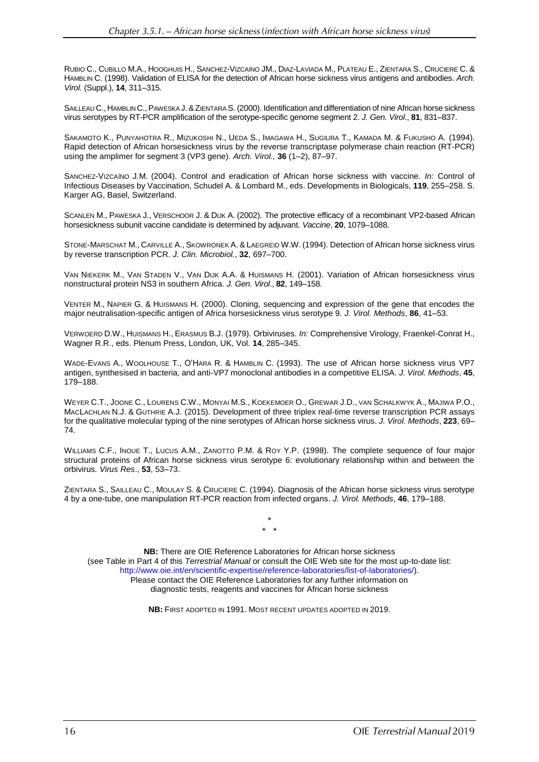RUBIO C., CUBILLO M.A., HOOGHUIS H., SANCHEZ-VIZCAINO JM., DIAZ-LAVIADA M., PLATEAU E., ZIENTARA S., CRUCIERE C. & HAMBLIN C. (1998). Validation of ELISA for the detection of African horse sickness virus antigens and antibodies. *Arch. Virol.* (Suppl.), **14**, 311–315.

SAILLEAU C., HAMBLIN C., PAWESKA J. & ZIENTARA S. (2000). Identification and differentiation of nine African horse sickness virus serotypes by RT-PCR amplification of the serotype-specific genome segment 2. *J. Gen. Virol*., **81**, 831–837.

SAKAMOTO K., PUNYAHOTRA R., MIZUKOSHI N., UEDA S., IMAGAWA H., SUGIURA T., KAMADA M. & FUKUSHO A. (1994). Rapid detection of African horsesickness virus by the reverse transcriptase polymerase chain reaction (RT-PCR) using the amplimer for segment 3 (VP3 gene). *Arch. Virol.,* **36** (1–2), 87–97.

SANCHEZ-VIZCAÍNO J.M. (2004). Control and eradication of African horse sickness with vaccine. *In:* Control of Infectious Diseases by Vaccination, Schudel A. & Lombard M., eds. Developments in Biologicals, **119**, 255–258. S. Karger AG, Basel, Switzerland.

SCANLEN M., PAWESKA J., VERSCHOOR J. & DIJK A. (2002). The protective efficacy of a recombinant VP2-based African horsesickness subunit vaccine candidate is determined by adjuvant. *Vaccine*, **20**, 1079–1088.

STONE-MARSCHAT M., CARVILLE A., SKOWRONEK A. & LAEGREID W.W. (1994). Detection of African horse sickness virus by reverse transcription PCR. *J. Clin. Microbiol.*, **32**, 697–700.

VAN NIEKERK M., VAN STADEN V., VAN DIJK A.A. & HUISMANS H. (2001). Variation of African horsesickness virus nonstructural protein NS3 in southern Africa. *J. Gen. Virol*., **82**, 149–158.

VENTER M., NAPIER G. & HUISMANS H. (2000). Cloning, sequencing and expression of the gene that encodes the major neutralisation-specific antigen of Africa horsesickness virus serotype 9. *J. Virol. Methods*, **86**, 41–53.

VERWOERD D.W., HUISMANS H., ERASMUS B.J. (1979). Orbiviruses. *In:* Comprehensive Virology, Fraenkel-Conrat H., Wagner R.R., eds. Plenum Press, London, UK, Vol. **14**, 285–345.

WADE-EVANS A., WOOLHOUSE T., O'HARA R. & HAMBLIN C. (1993). The use of African horse sickness virus VP7 antigen, synthesised in bacteria, and anti-VP7 monoclonal antibodies in a competitive ELISA. *J. Virol. Methods*, **45**, 179–188.

WEYER C.T., JOONE C., LOURENS C.W., MONYAI M.S., KOEKEMOER O., GREWAR J.D., VAN SCHALKWYK A., MAJIWA P.O., MACLACHLAN N.J. & GUTHRIE A.J. (2015). Development of three triplex real-time reverse transcription PCR assays for the qualitative molecular typing of the nine serotypes of African horse sickness virus. *J. Virol. Methods*, **223**, 69–74.

WILLIAMS C.F., INOUE T., LUCUS A.M., ZANOTTO P.M. & ROY Y.P. (1998). The complete sequence of four major structural proteins of African horse sickness virus serotype 6: evolutionary relationship within and between the orbivirus. *Virus Res*., **53**, 53–73.

ZIENTARA S., SAILLEAU C., MOULAY S. & CRUCIERE C. (1994). Diagnosis of the African horse sickness virus serotype 4 by a one-tube, one manipulation RT-PCR reaction from infected organs. *J. Virol. Methods*, **46**, 179–188.

\*
\* \*

**NB:** There are OIE Reference Laboratories for African horse sickness (see Table in Part 4 of this *Terrestrial Manual* or consult the OIE Web site for the most up-to-date list: http://www.oie.int/en/scientific-expertise/reference-laboratories/list-of-laboratories/). Please contact the OIE Reference Laboratories for any further information on diagnostic tests, reagents and vaccines for African horse sickness

**NB:** FIRST ADOPTED IN 1991. MOST RECENT UPDATES ADOPTED IN 2019.